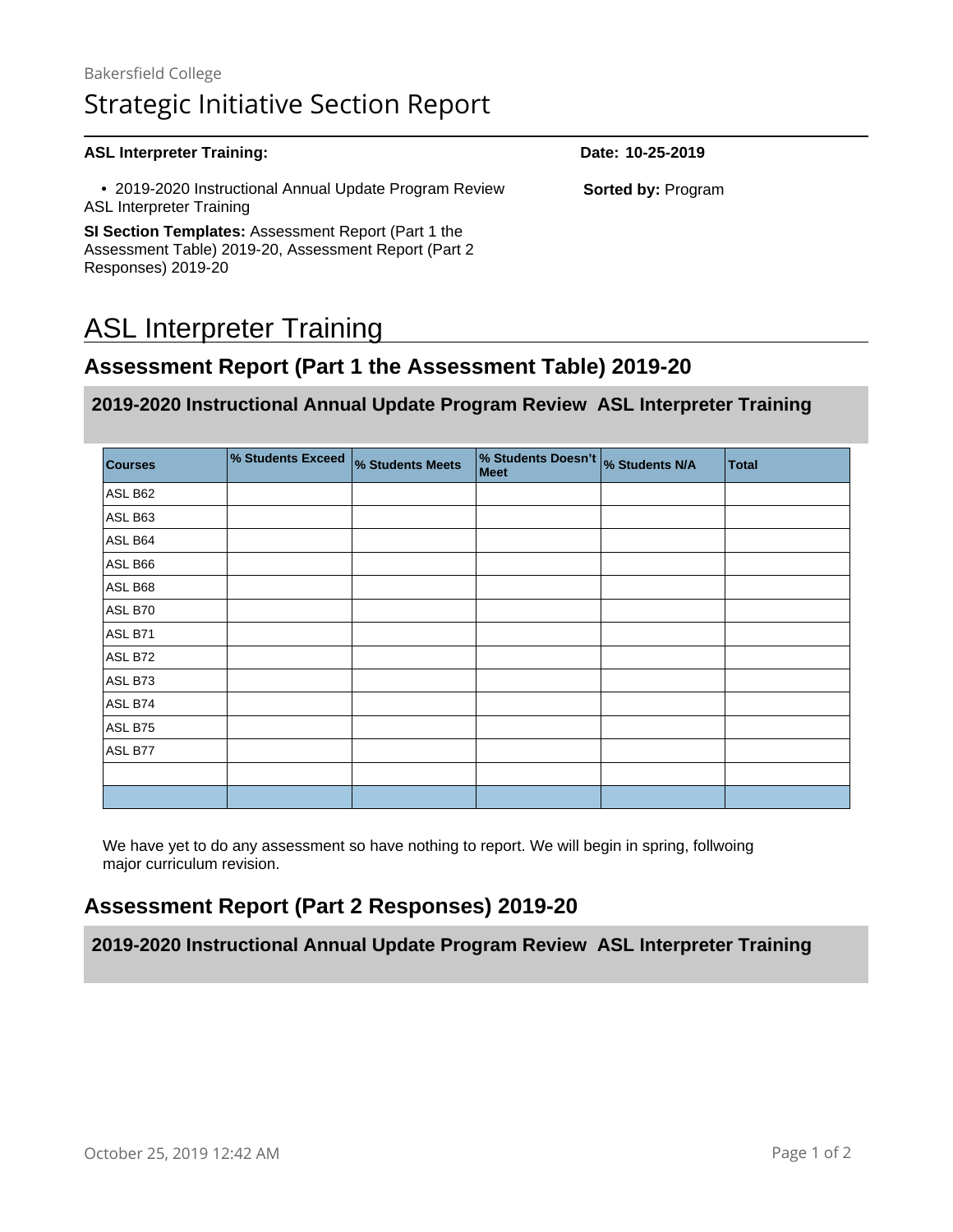Bakersfield College

# Strategic Initiative Section Report

**ASL Interpreter Training:**

**Date: 10-25-2019**

- 2019-2020 Instructional Annual Update Program Review ASL Interpreter Training

**Sorted by:** Program

**SI Section Templates:** Assessment Report (Part 1 the Assessment Table) 2019-20, Assessment Report (Part 2 Responses) 2019-20

# ASL Interpreter Training

## Assessment Report (Part 1 the Assessment Table) 2019-20

### 2019-2020 Instructional Annual Update Program Review ASL Interpreter Training

| Courses | % Students Exceed | % Students Meets | % Students Doesn't Meet | % Students N/A | Total |
|---|---|---|---|---|---|
| ASL B62 | | | | | |
| ASL B63 | | | | | |
| ASL B64 | | | | | |
| ASL B66 | | | | | |
| ASL B68 | | | | | |
| ASL B70 | | | | | |
| ASL B71 | | | | | |
| ASL B72 | | | | | |
| ASL B73 | | | | | |
| ASL B74 | | | | | |
| ASL B75 | | | | | |
| ASL B77 | | | | | |
| | | | | | |
| | | | | | |

We have yet to do any assessment so have nothing to report. We will begin in spring, follwoing major curriculum revision.

## Assessment Report (Part 2 Responses) 2019-20

### 2019-2020 Instructional Annual Update Program Review ASL Interpreter Training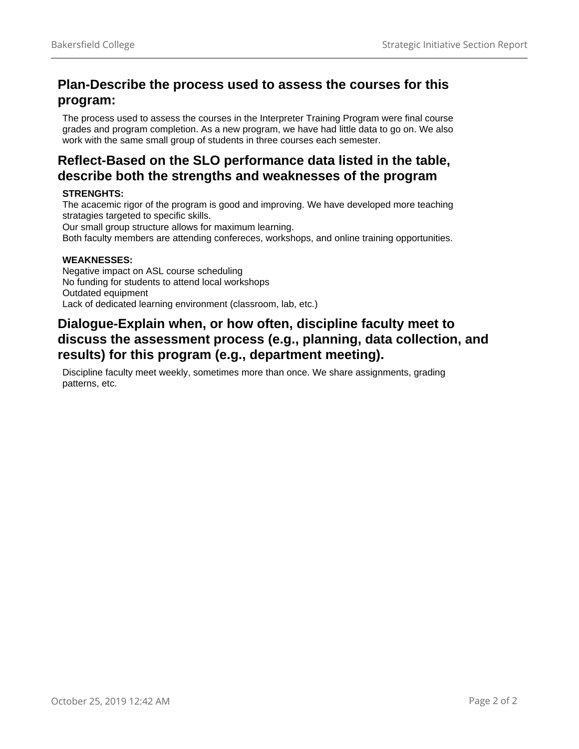## Plan-Describe the process used to assess the courses for this program:

The process used to assess the courses in the Interpreter Training Program were final course grades and program completion. As a new program, we have had little data to go on. We also work with the same small group of students in three courses each semester.

## Reflect-Based on the SLO performance data listed in the table, describe both the strengths and weaknesses of the program

**STRENGHTS:**
The acacemic rigor of the program is good and improving. We have developed more teaching stratagies targeted to specific skills.
Our small group structure allows for maximum learning.
Both faculty members are attending confereces, workshops, and online training opportunities.

**WEAKNESSES:**
Negative impact on ASL course scheduling
No funding for students to attend local workshops
Outdated equipment
Lack of dedicated learning environment (classroom, lab, etc.)

## Dialogue-Explain when, or how often, discipline faculty meet to discuss the assessment process (e.g., planning, data collection, and results) for this program (e.g., department meeting).

Discipline faculty meet weekly, sometimes more than once. We share assignments, grading patterns, etc.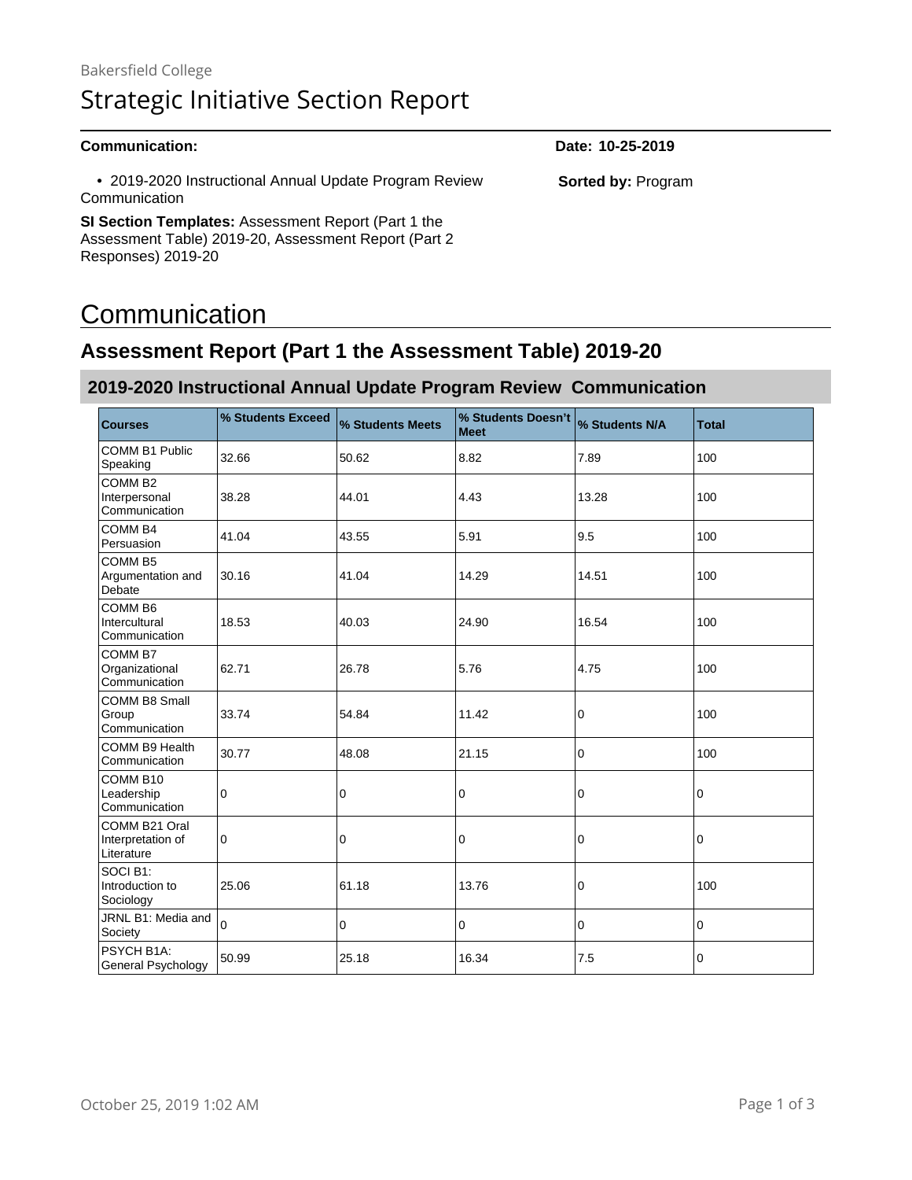Bakersfield College

# Strategic Initiative Section Report

**Communication:**

- 2019-2020 Instructional Annual Update Program Review Communication

**SI Section Templates:** Assessment Report (Part 1 the Assessment Table) 2019-20, Assessment Report (Part 2 Responses) 2019-20

**Date: 10-25-2019**

**Sorted by:** Program

# Communication

## Assessment Report (Part 1 the Assessment Table) 2019-20

### 2019-2020 Instructional Annual Update Program Review Communication

| Courses | % Students Exceed | % Students Meets | % Students Doesn't Meet | % Students N/A | Total |
|---|---|---|---|---|---|
| COMM B1 Public Speaking | 32.66 | 50.62 | 8.82 | 7.89 | 100 |
| COMM B2 Interpersonal Communication | 38.28 | 44.01 | 4.43 | 13.28 | 100 |
| COMM B4 Persuasion | 41.04 | 43.55 | 5.91 | 9.5 | 100 |
| COMM B5 Argumentation and Debate | 30.16 | 41.04 | 14.29 | 14.51 | 100 |
| COMM B6 Intercultural Communication | 18.53 | 40.03 | 24.90 | 16.54 | 100 |
| COMM B7 Organizational Communication | 62.71 | 26.78 | 5.76 | 4.75 | 100 |
| COMM B8 Small Group Communication | 33.74 | 54.84 | 11.42 | 0 | 100 |
| COMM B9 Health Communication | 30.77 | 48.08 | 21.15 | 0 | 100 |
| COMM B10 Leadership Communication | 0 | 0 | 0 | 0 | 0 |
| COMM B21 Oral Interpretation of Literature | 0 | 0 | 0 | 0 | 0 |
| SOCI B1: Introduction to Sociology | 25.06 | 61.18 | 13.76 | 0 | 100 |
| JRNL B1: Media and Society | 0 | 0 | 0 | 0 | 0 |
| PSYCH B1A: General Psychology | 50.99 | 25.18 | 16.34 | 7.5 | 0 |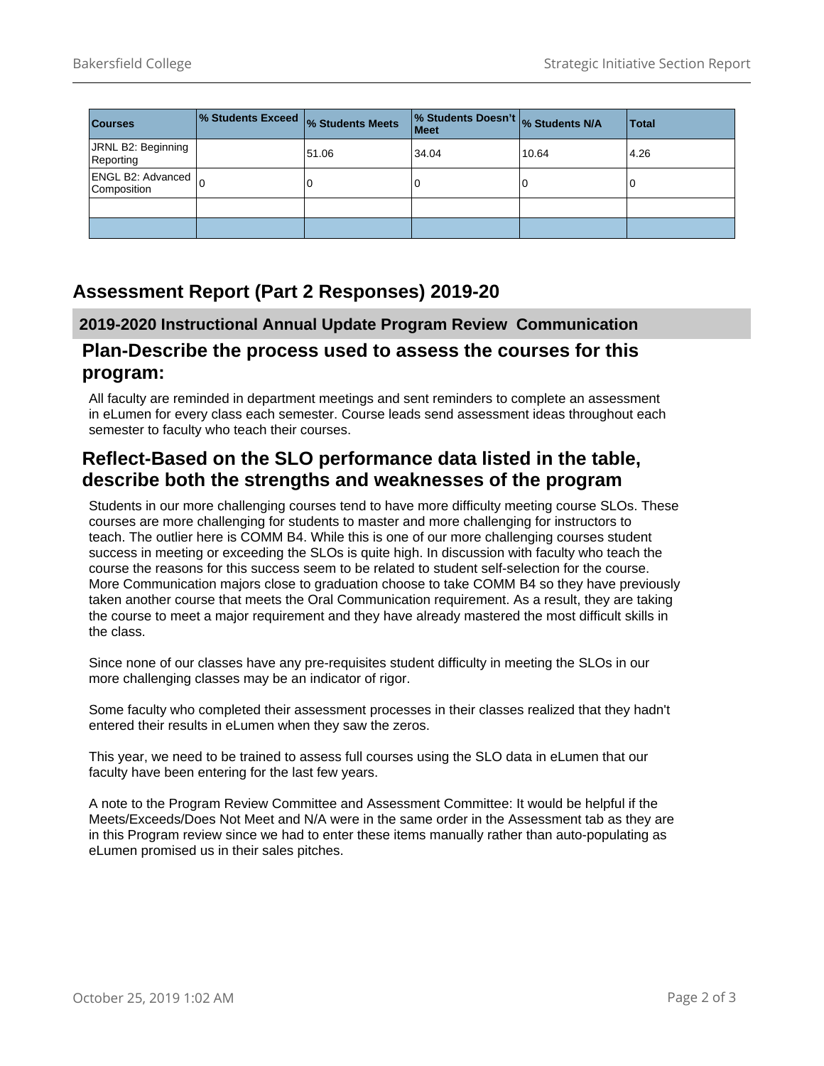| Courses | % Students Exceed | % Students Meets | % Students Doesn't Meet | % Students N/A | Total |
| --- | --- | --- | --- | --- | --- |
| JRNL B2: Beginning Reporting | | 51.06 | 34.04 | 10.64 | 4.26 |
| ENGL B2: Advanced Composition | 0 | 0 | 0 | 0 | 0 |
| | | | | | |
| | | | | | |

## Assessment Report (Part 2 Responses) 2019-20

### 2019-2020 Instructional Annual Update Program Review Communication

### Plan-Describe the process used to assess the courses for this program:

All faculty are reminded in department meetings and sent reminders to complete an assessment in eLumen for every class each semester. Course leads send assessment ideas throughout each semester to faculty who teach their courses.

### Reflect-Based on the SLO performance data listed in the table, describe both the strengths and weaknesses of the program

Students in our more challenging courses tend to have more difficulty meeting course SLOs. These courses are more challenging for students to master and more challenging for instructors to teach. The outlier here is COMM B4. While this is one of our more challenging courses student success in meeting or exceeding the SLOs is quite high. In discussion with faculty who teach the course the reasons for this success seem to be related to student self-selection for the course. More Communication majors close to graduation choose to take COMM B4 so they have previously taken another course that meets the Oral Communication requirement. As a result, they are taking the course to meet a major requirement and they have already mastered the most difficult skills in the class.

Since none of our classes have any pre-requisites student difficulty in meeting the SLOs in our more challenging classes may be an indicator of rigor.

Some faculty who completed their assessment processes in their classes realized that they hadn't entered their results in eLumen when they saw the zeros.

This year, we need to be trained to assess full courses using the SLO data in eLumen that our faculty have been entering for the last few years.

A note to the Program Review Committee and Assessment Committee: It would be helpful if the Meets/Exceeds/Does Not Meet and N/A were in the same order in the Assessment tab as they are in this Program review since we had to enter these items manually rather than auto-populating as eLumen promised us in their sales pitches.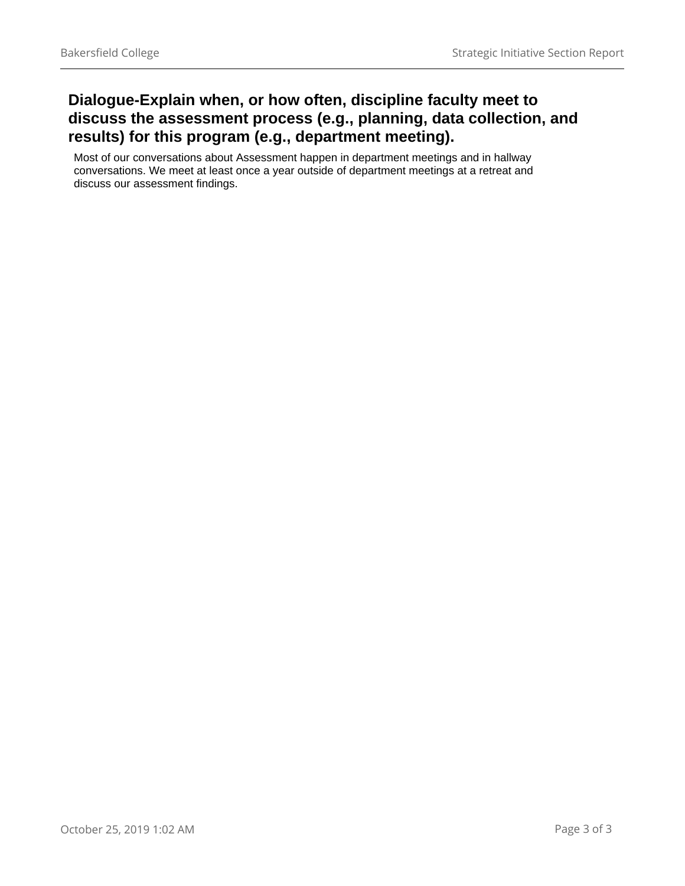## Dialogue-Explain when, or how often, discipline faculty meet to discuss the assessment process (e.g., planning, data collection, and results) for this program (e.g., department meeting).

Most of our conversations about Assessment happen in department meetings and in hallway conversations. We meet at least once a year outside of department meetings at a retreat and discuss our assessment findings.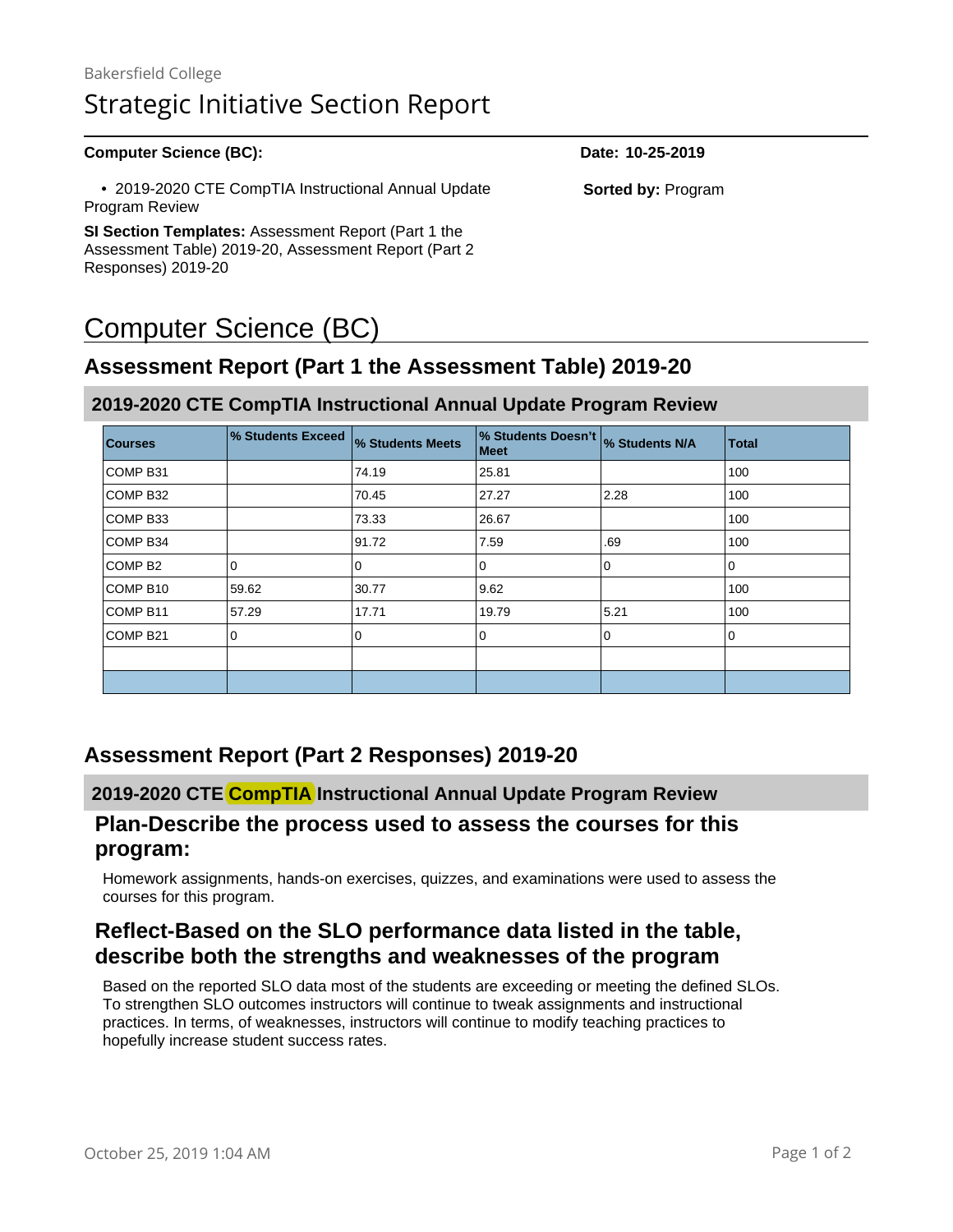Bakersfield College

# Strategic Initiative Section Report

**Computer Science (BC):**

- 2019-2020 CTE CompTIA Instructional Annual Update Program Review

**SI Section Templates:** Assessment Report (Part 1 the Assessment Table) 2019-20, Assessment Report (Part 2 Responses) 2019-20

**Date: 10-25-2019**

**Sorted by:** Program

# Computer Science (BC)

## Assessment Report (Part 1 the Assessment Table) 2019-20

### 2019-2020 CTE CompTIA Instructional Annual Update Program Review

| Courses | % Students Exceed | % Students Meets | % Students Doesn't Meet | % Students N/A | Total |
|---|---|---|---|---|---|
| COMP B31 | | 74.19 | 25.81 | | 100 |
| COMP B32 | | 70.45 | 27.27 | 2.28 | 100 |
| COMP B33 | | 73.33 | 26.67 | | 100 |
| COMP B34 | | 91.72 | 7.59 | .69 | 100 |
| COMP B2 | 0 | 0 | 0 | 0 | 0 |
| COMP B10 | 59.62 | 30.77 | 9.62 | | 100 |
| COMP B11 | 57.29 | 17.71 | 19.79 | 5.21 | 100 |
| COMP B21 | 0 | 0 | 0 | 0 | 0 |
| | | | | | |
| | | | | | |

## Assessment Report (Part 2 Responses) 2019-20

### 2019-2020 CTE CompTIA Instructional Annual Update Program Review

### Plan-Describe the process used to assess the courses for this program:

Homework assignments, hands-on exercises, quizzes, and examinations were used to assess the courses for this program.

### Reflect-Based on the SLO performance data listed in the table, describe both the strengths and weaknesses of the program

Based on the reported SLO data most of the students are exceeding or meeting the defined SLOs. To strengthen SLO outcomes instructors will continue to tweak assignments and instructional practices. In terms, of weaknesses, instructors will continue to modify teaching practices to hopefully increase student success rates.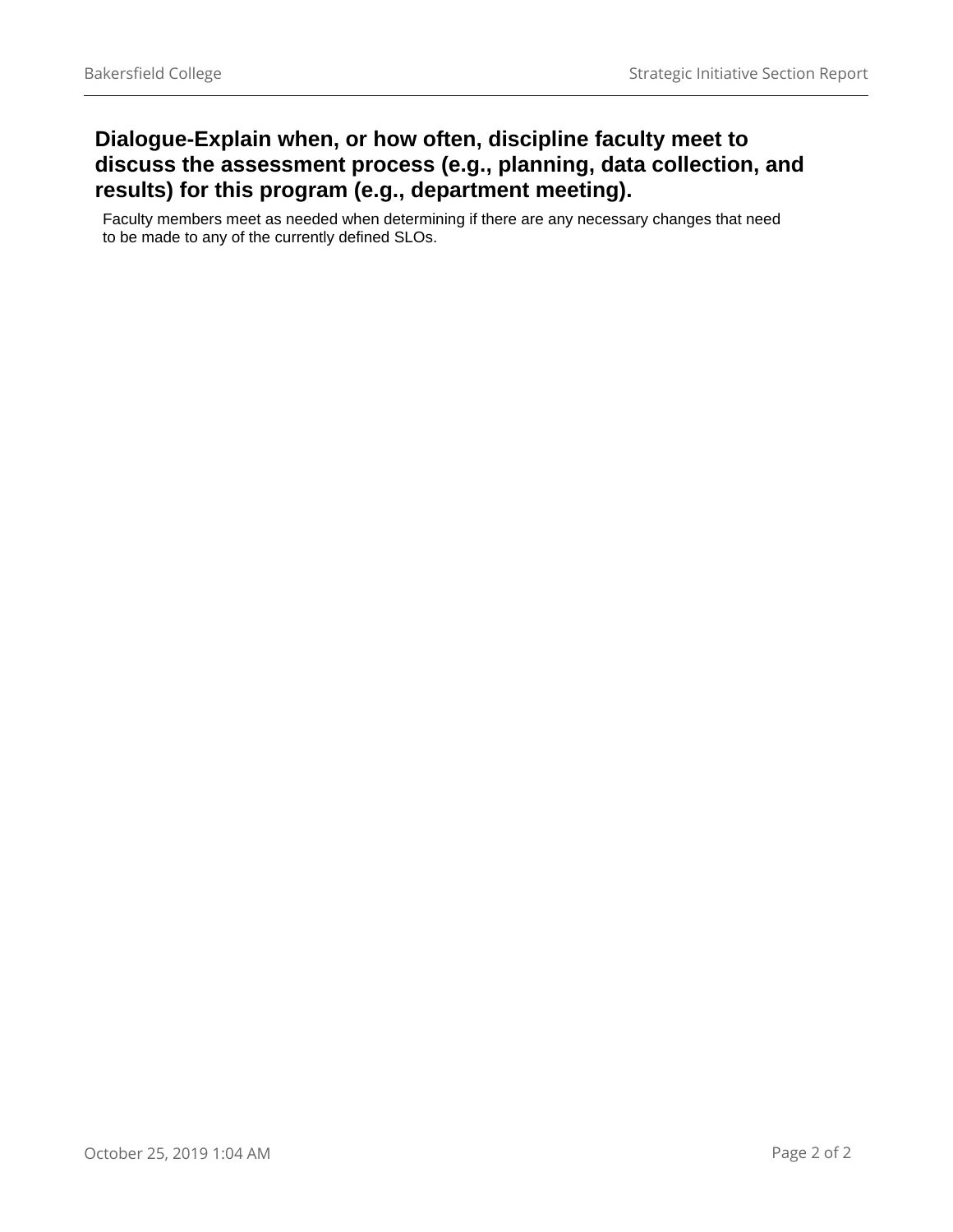## Dialogue-Explain when, or how often, discipline faculty meet to discuss the assessment process (e.g., planning, data collection, and results) for this program (e.g., department meeting).

Faculty members meet as needed when determining if there are any necessary changes that need to be made to any of the currently defined SLOs.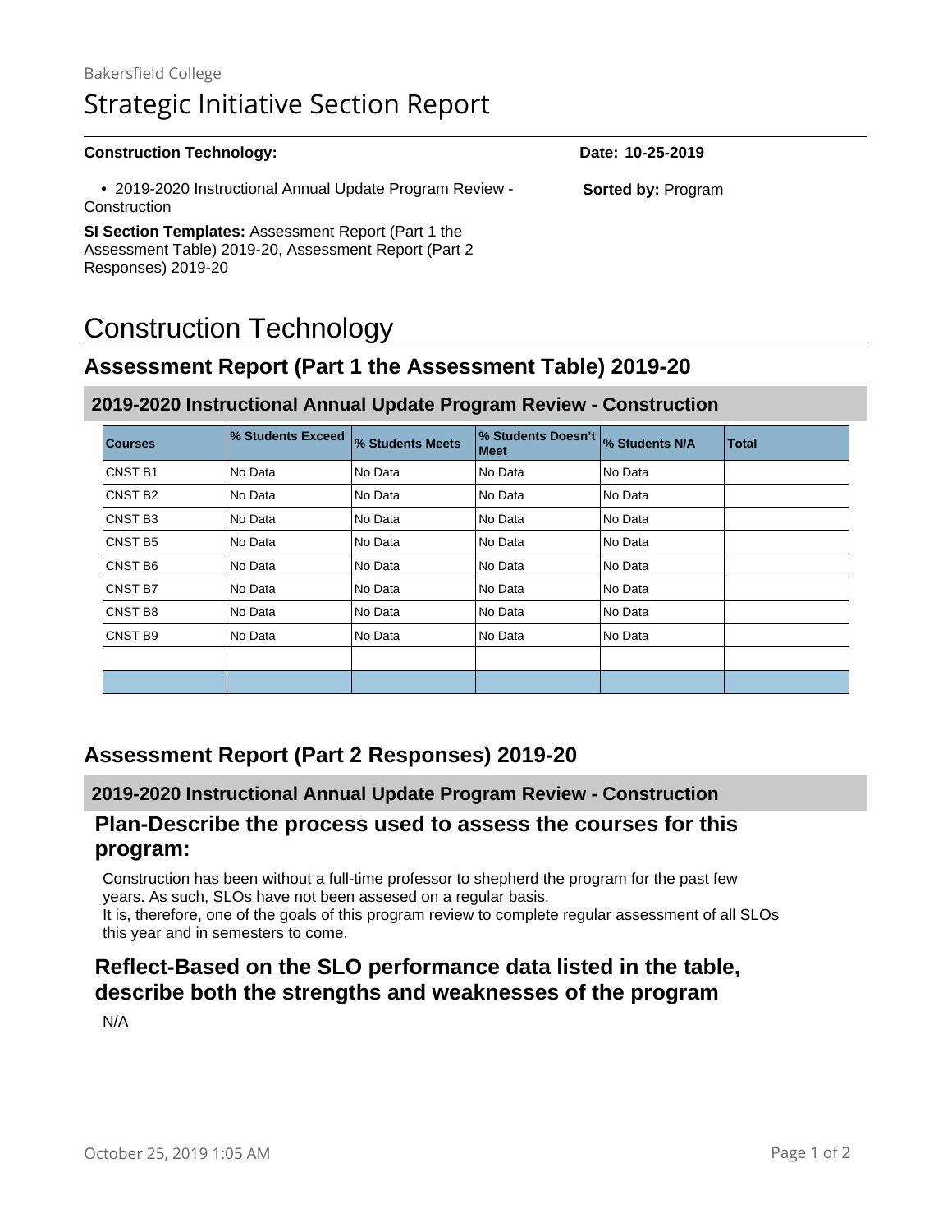Bakersfield College

# Strategic Initiative Section Report

**Construction Technology:** **Date: 10-25-2019**

- 2019-2020 Instructional Annual Update Program Review - Construction

**Sorted by:** Program

**SI Section Templates:** Assessment Report (Part 1 the Assessment Table) 2019-20, Assessment Report (Part 2 Responses) 2019-20

# Construction Technology

## Assessment Report (Part 1 the Assessment Table) 2019-20

### 2019-2020 Instructional Annual Update Program Review - Construction

| Courses | % Students Exceed | % Students Meets | % Students Doesn't Meet | % Students N/A | Total |
|---|---|---|---|---|---|
| CNST B1 | No Data | No Data | No Data | No Data | |
| CNST B2 | No Data | No Data | No Data | No Data | |
| CNST B3 | No Data | No Data | No Data | No Data | |
| CNST B5 | No Data | No Data | No Data | No Data | |
| CNST B6 | No Data | No Data | No Data | No Data | |
| CNST B7 | No Data | No Data | No Data | No Data | |
| CNST B8 | No Data | No Data | No Data | No Data | |
| CNST B9 | No Data | No Data | No Data | No Data | |
| | | | | | |
| | | | | | |

## Assessment Report (Part 2 Responses) 2019-20

### 2019-2020 Instructional Annual Update Program Review - Construction

### Plan-Describe the process used to assess the courses for this program:

Construction has been without a full-time professor to shepherd the program for the past few years. As such, SLOs have not been assesed on a regular basis.
It is, therefore, one of the goals of this program review to complete regular assessment of all SLOs this year and in semesters to come.

### Reflect-Based on the SLO performance data listed in the table, describe both the strengths and weaknesses of the program

N/A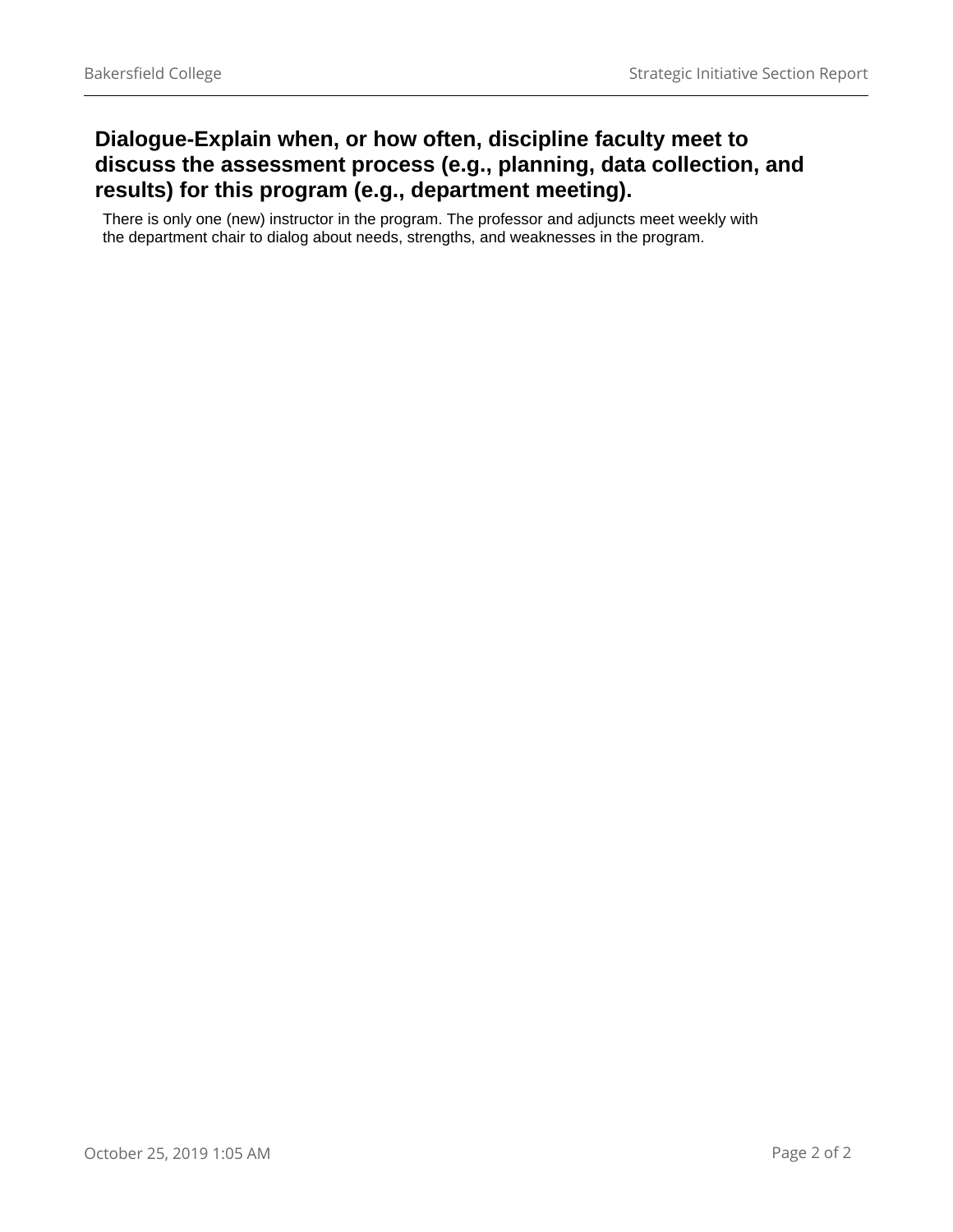## Dialogue-Explain when, or how often, discipline faculty meet to discuss the assessment process (e.g., planning, data collection, and results) for this program (e.g., department meeting).

There is only one (new) instructor in the program. The professor and adjuncts meet weekly with the department chair to dialog about needs, strengths, and weaknesses in the program.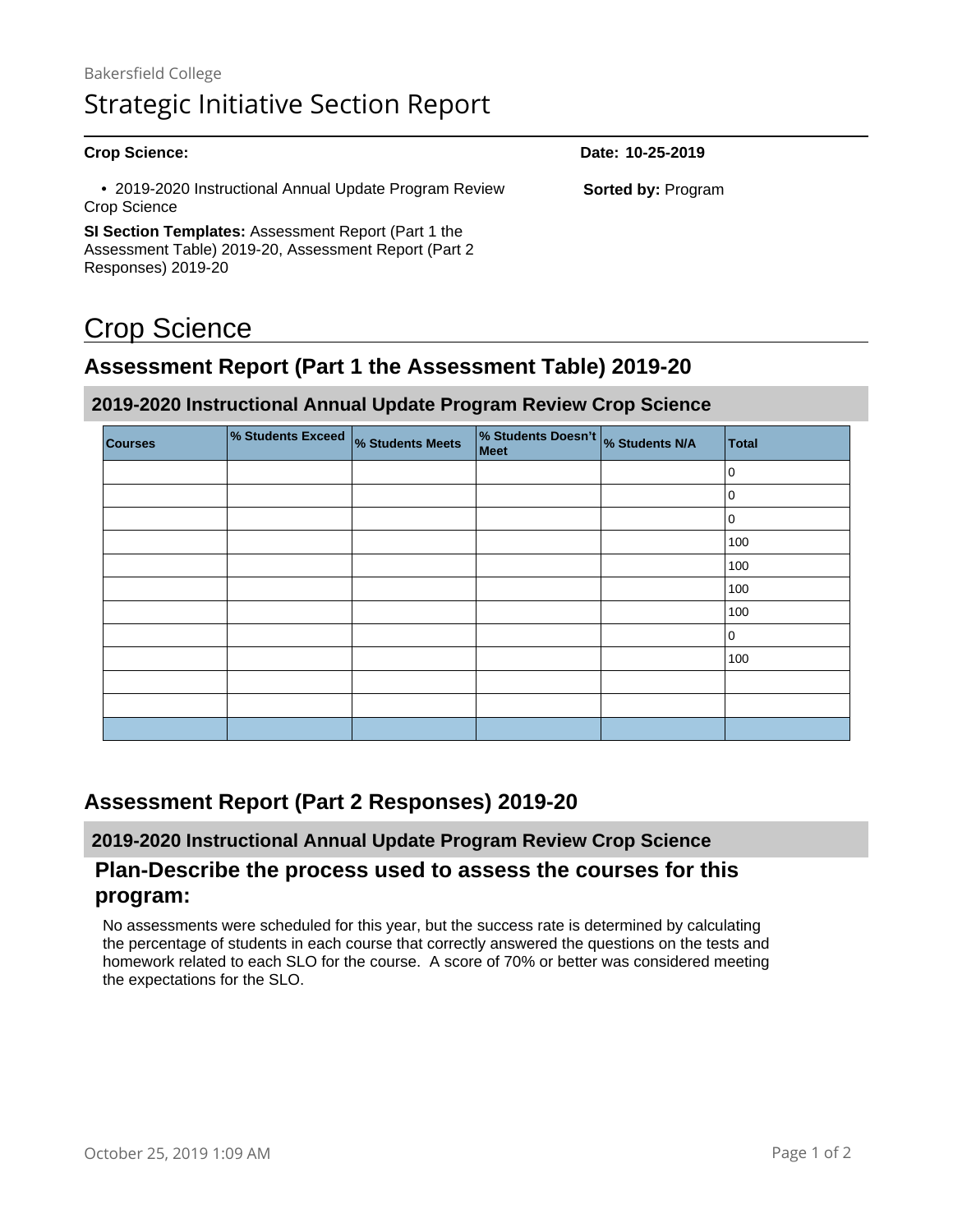Bakersfield College

# Strategic Initiative Section Report

**Crop Science:**

**Date: 10-25-2019**

- 2019-2020 Instructional Annual Update Program Review Crop Science

**Sorted by:** Program

**SI Section Templates:** Assessment Report (Part 1 the Assessment Table) 2019-20, Assessment Report (Part 2 Responses) 2019-20

# Crop Science

## Assessment Report (Part 1 the Assessment Table) 2019-20

### 2019-2020 Instructional Annual Update Program Review Crop Science

| Courses | % Students Exceed | % Students Meets | % Students Doesn't Meet | % Students N/A | Total |
|---|---|---|---|---|---|
| | | | | | 0 |
| | | | | | 0 |
| | | | | | 0 |
| | | | | | 100 |
| | | | | | 100 |
| | | | | | 100 |
| | | | | | 100 |
| | | | | | 0 |
| | | | | | 100 |
| | | | | | |
| | | | | | |
| | | | | | |

## Assessment Report (Part 2 Responses) 2019-20

### 2019-2020 Instructional Annual Update Program Review Crop Science

### Plan-Describe the process used to assess the courses for this program:

No assessments were scheduled for this year, but the success rate is determined by calculating the percentage of students in each course that correctly answered the questions on the tests and homework related to each SLO for the course. A score of 70% or better was considered meeting the expectations for the SLO.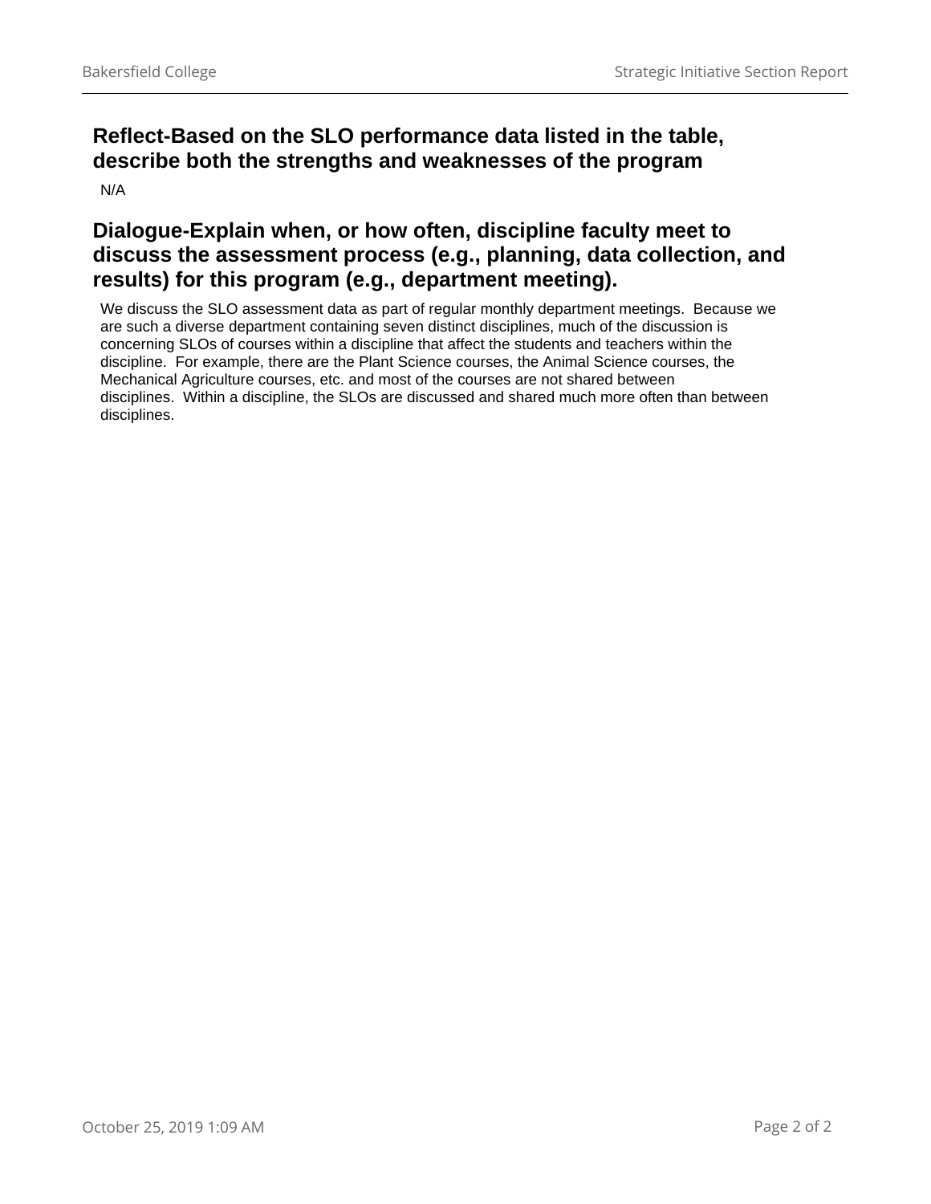## Reflect-Based on the SLO performance data listed in the table, describe both the strengths and weaknesses of the program

N/A

## Dialogue-Explain when, or how often, discipline faculty meet to discuss the assessment process (e.g., planning, data collection, and results) for this program (e.g., department meeting).

We discuss the SLO assessment data as part of regular monthly department meetings. Because we are such a diverse department containing seven distinct disciplines, much of the discussion is concerning SLOs of courses within a discipline that affect the students and teachers within the discipline. For example, there are the Plant Science courses, the Animal Science courses, the Mechanical Agriculture courses, etc. and most of the courses are not shared between disciplines. Within a discipline, the SLOs are discussed and shared much more often than between disciplines.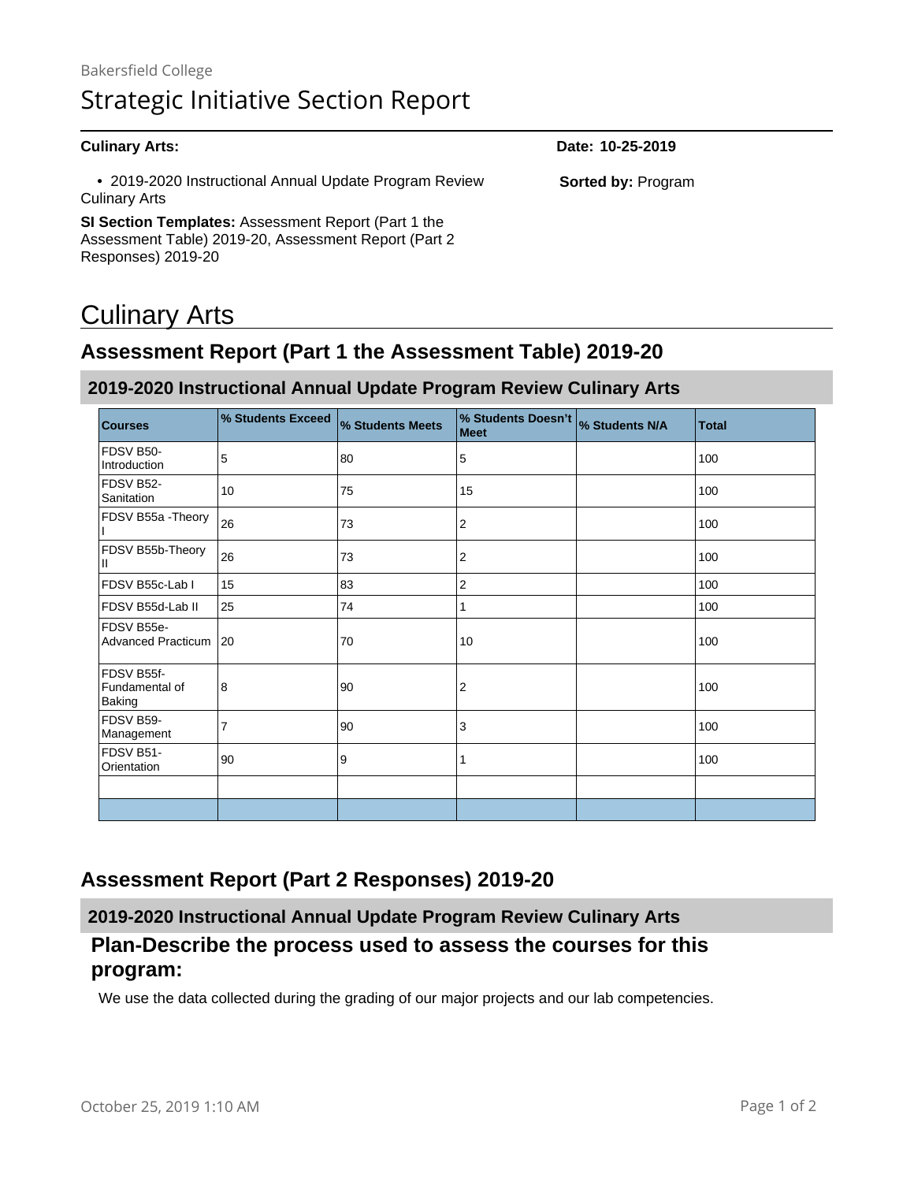Bakersfield College

# Strategic Initiative Section Report

**Culinary Arts:**

**Date: 10-25-2019**

- 2019-2020 Instructional Annual Update Program Review Culinary Arts

**Sorted by:** Program

**SI Section Templates:** Assessment Report (Part 1 the Assessment Table) 2019-20, Assessment Report (Part 2 Responses) 2019-20

# Culinary Arts

## Assessment Report (Part 1 the Assessment Table) 2019-20

### 2019-2020 Instructional Annual Update Program Review Culinary Arts

| Courses | % Students Exceed | % Students Meets | % Students Doesn't Meet | % Students N/A | Total |
|---|---|---|---|---|---|
| FDSV B50-Introduction | 5 | 80 | 5 | | 100 |
| FDSV B52-Sanitation | 10 | 75 | 15 | | 100 |
| FDSV B55a -Theory I | 26 | 73 | 2 | | 100 |
| FDSV B55b-Theory II | 26 | 73 | 2 | | 100 |
| FDSV B55c-Lab I | 15 | 83 | 2 | | 100 |
| FDSV B55d-Lab II | 25 | 74 | 1 | | 100 |
| FDSV B55e-Advanced Practicum | 20 | 70 | 10 | | 100 |
| FDSV B55f-Fundamental of Baking | 8 | 90 | 2 | | 100 |
| FDSV B59-Management | 7 | 90 | 3 | | 100 |
| FDSV B51-Orientation | 90 | 9 | 1 | | 100 |
| | | | | | |
| | | | | | |

## Assessment Report (Part 2 Responses) 2019-20

### 2019-2020 Instructional Annual Update Program Review Culinary Arts

#### Plan-Describe the process used to assess the courses for this program:

We use the data collected during the grading of our major projects and our lab competencies.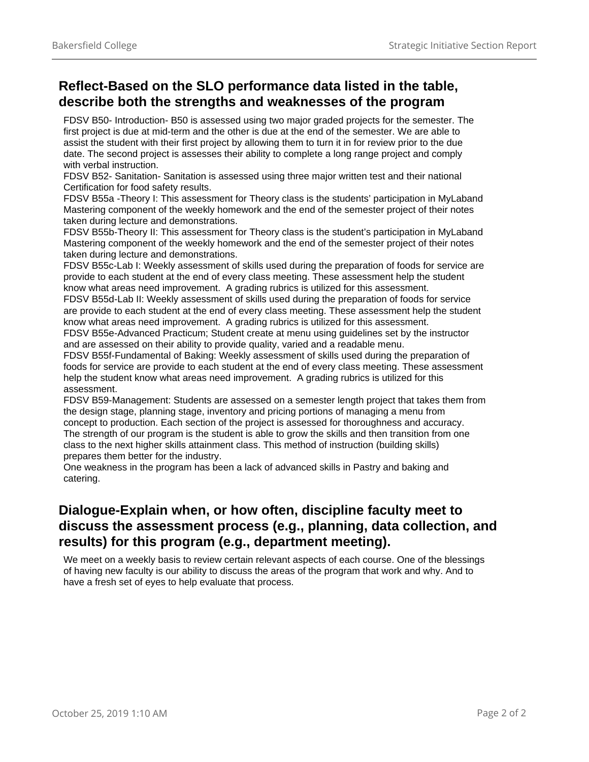## Reflect-Based on the SLO performance data listed in the table, describe both the strengths and weaknesses of the program

FDSV B50- Introduction- B50 is assessed using two major graded projects for the semester. The first project is due at mid-term and the other is due at the end of the semester. We are able to assist the student with their first project by allowing them to turn it in for review prior to the due date. The second project is assesses their ability to complete a long range project and comply with verbal instruction.
FDSV B52- Sanitation- Sanitation is assessed using three major written test and their national Certification for food safety results.
FDSV B55a -Theory I: This assessment for Theory class is the students' participation in MyLaband Mastering component of the weekly homework and the end of the semester project of their notes taken during lecture and demonstrations.
FDSV B55b-Theory II: This assessment for Theory class is the student's participation in MyLaband Mastering component of the weekly homework and the end of the semester project of their notes taken during lecture and demonstrations.
FDSV B55c-Lab I: Weekly assessment of skills used during the preparation of foods for service are provide to each student at the end of every class meeting. These assessment help the student know what areas need improvement. A grading rubrics is utilized for this assessment.
FDSV B55d-Lab II: Weekly assessment of skills used during the preparation of foods for service are provide to each student at the end of every class meeting. These assessment help the student know what areas need improvement. A grading rubrics is utilized for this assessment.
FDSV B55e-Advanced Practicum; Student create at menu using guidelines set by the instructor and are assessed on their ability to provide quality, varied and a readable menu.
FDSV B55f-Fundamental of Baking: Weekly assessment of skills used during the preparation of foods for service are provide to each student at the end of every class meeting. These assessment help the student know what areas need improvement. A grading rubrics is utilized for this assessment.
FDSV B59-Management: Students are assessed on a semester length project that takes them from the design stage, planning stage, inventory and pricing portions of managing a menu from concept to production. Each section of the project is assessed for thoroughness and accuracy.
The strength of our program is the student is able to grow the skills and then transition from one class to the next higher skills attainment class. This method of instruction (building skills) prepares them better for the industry.
One weakness in the program has been a lack of advanced skills in Pastry and baking and catering.

## Dialogue-Explain when, or how often, discipline faculty meet to discuss the assessment process (e.g., planning, data collection, and results) for this program (e.g., department meeting).

We meet on a weekly basis to review certain relevant aspects of each course. One of the blessings of having new faculty is our ability to discuss the areas of the program that work and why. And to have a fresh set of eyes to help evaluate that process.